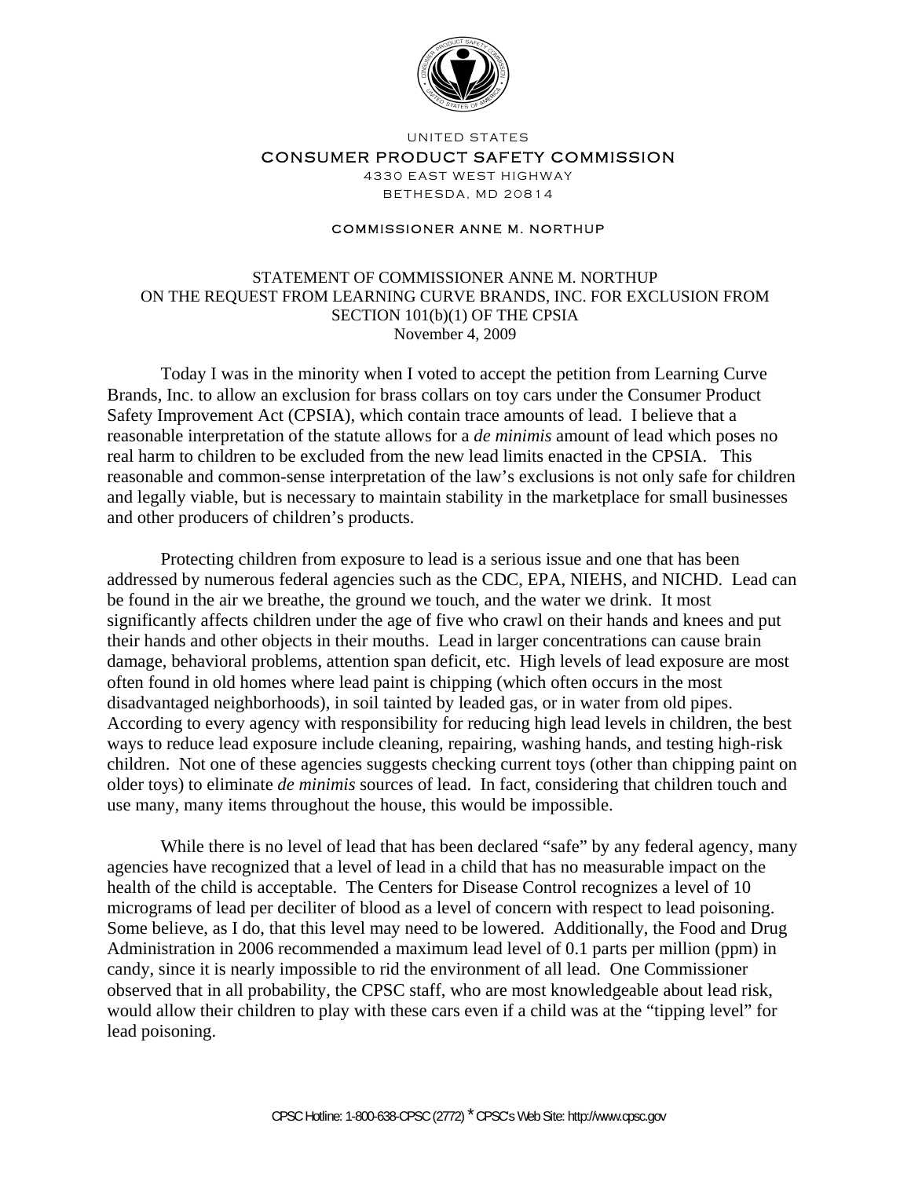UNITED STATES

CONSUMER PRODUCT SAFETY COMMISSION

4330 EAST WEST HIGHWAY

BETHESDA, MD 20814

COMMISSIONER ANNE M. NORTHUP

# STATEMENT OF COMMISSIONER ANNE M. NORTHUP ON THE REQUEST FROM LEARNING CURVE BRANDS, INC. FOR EXCLUSION FROM SECTION 101(b)(1) OF THE CPSIA

November 4, 2009

Today I was in the minority when I voted to accept the petition from Learning Curve Brands, Inc. to allow an exclusion for brass collars on toy cars under the Consumer Product Safety Improvement Act (CPSIA), which contain trace amounts of lead. I believe that a reasonable interpretation of the statute allows for a *de minimis* amount of lead which poses no real harm to children to be excluded from the new lead limits enacted in the CPSIA. This reasonable and common-sense interpretation of the law's exclusions is not only safe for children and legally viable, but is necessary to maintain stability in the marketplace for small businesses and other producers of children's products.

Protecting children from exposure to lead is a serious issue and one that has been addressed by numerous federal agencies such as the CDC, EPA, NIEHS, and NICHD. Lead can be found in the air we breathe, the ground we touch, and the water we drink. It most significantly affects children under the age of five who crawl on their hands and knees and put their hands and other objects in their mouths. Lead in larger concentrations can cause brain damage, behavioral problems, attention span deficit, etc. High levels of lead exposure are most often found in old homes where lead paint is chipping (which often occurs in the most disadvantaged neighborhoods), in soil tainted by leaded gas, or in water from old pipes. According to every agency with responsibility for reducing high lead levels in children, the best ways to reduce lead exposure include cleaning, repairing, washing hands, and testing high-risk children. Not one of these agencies suggests checking current toys (other than chipping paint on older toys) to eliminate *de minimis* sources of lead. In fact, considering that children touch and use many, many items throughout the house, this would be impossible.

While there is no level of lead that has been declared "safe" by any federal agency, many agencies have recognized that a level of lead in a child that has no measurable impact on the health of the child is acceptable. The Centers for Disease Control recognizes a level of 10 micrograms of lead per deciliter of blood as a level of concern with respect to lead poisoning. Some believe, as I do, that this level may need to be lowered. Additionally, the Food and Drug Administration in 2006 recommended a maximum lead level of 0.1 parts per million (ppm) in candy, since it is nearly impossible to rid the environment of all lead. One Commissioner observed that in all probability, the CPSC staff, who are most knowledgeable about lead risk, would allow their children to play with these cars even if a child was at the "tipping level" for lead poisoning.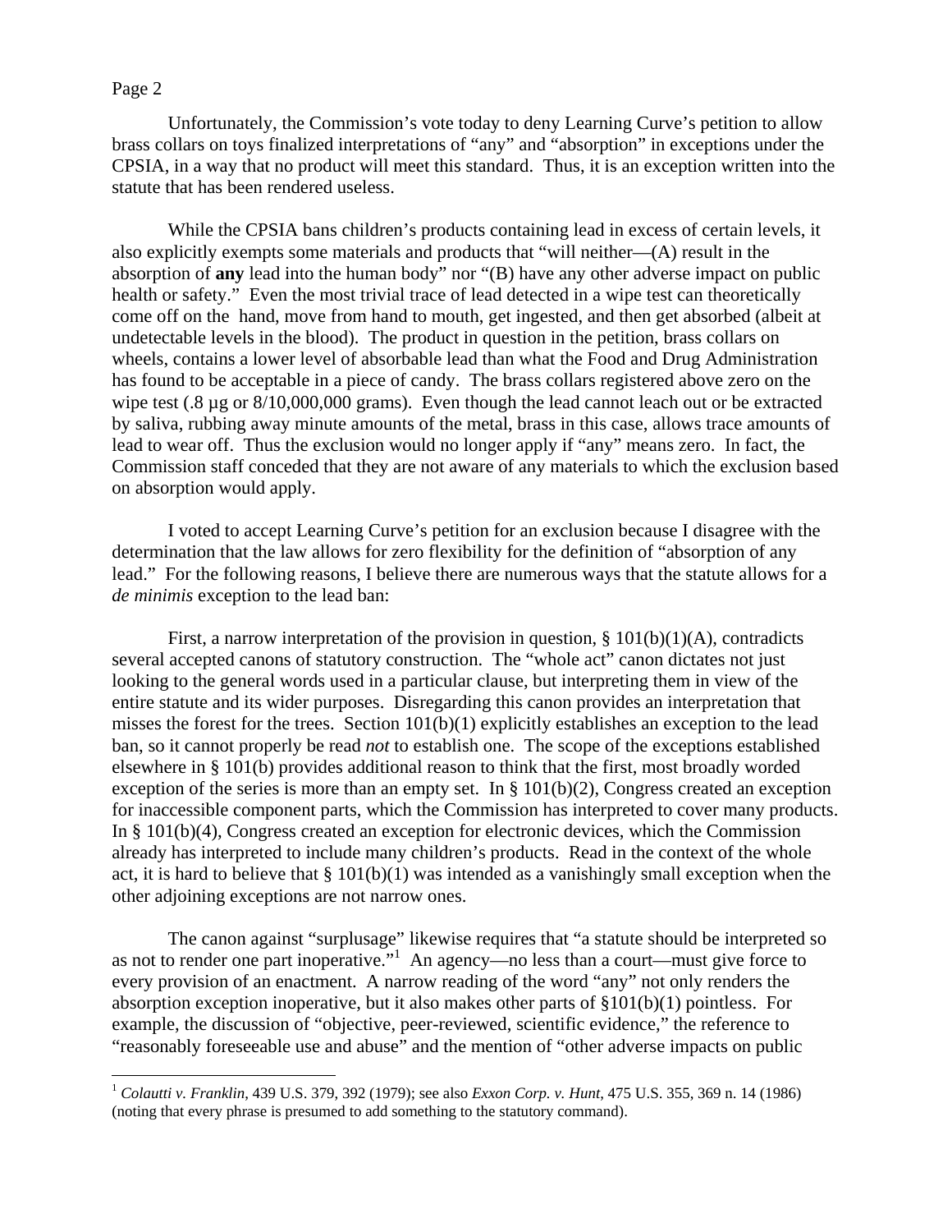Unfortunately, the Commission's vote today to deny Learning Curve's petition to allow brass collars on toys finalized interpretations of "any" and "absorption" in exceptions under the CPSIA, in a way that no product will meet this standard. Thus, it is an exception written into the statute that has been rendered useless.

While the CPSIA bans children's products containing lead in excess of certain levels, it also explicitly exempts some materials and products that "will neither—(A) result in the absorption of **any** lead into the human body" nor "(B) have any other adverse impact on public health or safety." Even the most trivial trace of lead detected in a wipe test can theoretically come off on the hand, move from hand to mouth, get ingested, and then get absorbed (albeit at undetectable levels in the blood). The product in question in the petition, brass collars on wheels, contains a lower level of absorbable lead than what the Food and Drug Administration has found to be acceptable in a piece of candy. The brass collars registered above zero on the wipe test (.8 µg or 8/10,000,000 grams). Even though the lead cannot leach out or be extracted by saliva, rubbing away minute amounts of the metal, brass in this case, allows trace amounts of lead to wear off. Thus the exclusion would no longer apply if "any" means zero. In fact, the Commission staff conceded that they are not aware of any materials to which the exclusion based on absorption would apply.

I voted to accept Learning Curve's petition for an exclusion because I disagree with the determination that the law allows for zero flexibility for the definition of "absorption of any lead." For the following reasons, I believe there are numerous ways that the statute allows for a *de minimis* exception to the lead ban:

First, a narrow interpretation of the provision in question, § 101(b)(1)(A), contradicts several accepted canons of statutory construction. The "whole act" canon dictates not just looking to the general words used in a particular clause, but interpreting them in view of the entire statute and its wider purposes. Disregarding this canon provides an interpretation that misses the forest for the trees. Section 101(b)(1) explicitly establishes an exception to the lead ban, so it cannot properly be read *not* to establish one. The scope of the exceptions established elsewhere in § 101(b) provides additional reason to think that the first, most broadly worded exception of the series is more than an empty set. In § 101(b)(2), Congress created an exception for inaccessible component parts, which the Commission has interpreted to cover many products. In § 101(b)(4), Congress created an exception for electronic devices, which the Commission already has interpreted to include many children's products. Read in the context of the whole act, it is hard to believe that § 101(b)(1) was intended as a vanishingly small exception when the other adjoining exceptions are not narrow ones.

The canon against "surplusage" likewise requires that "a statute should be interpreted so as not to render one part inoperative."[1] An agency—no less than a court—must give force to every provision of an enactment. A narrow reading of the word "any" not only renders the absorption exception inoperative, but it also makes other parts of §101(b)(1) pointless. For example, the discussion of "objective, peer-reviewed, scientific evidence," the reference to "reasonably foreseeable use and abuse" and the mention of "other adverse impacts on public

---

[1] *Colautti v. Franklin*, 439 U.S. 379, 392 (1979); see also *Exxon Corp. v. Hunt*, 475 U.S. 355, 369 n. 14 (1986) (noting that every phrase is presumed to add something to the statutory command).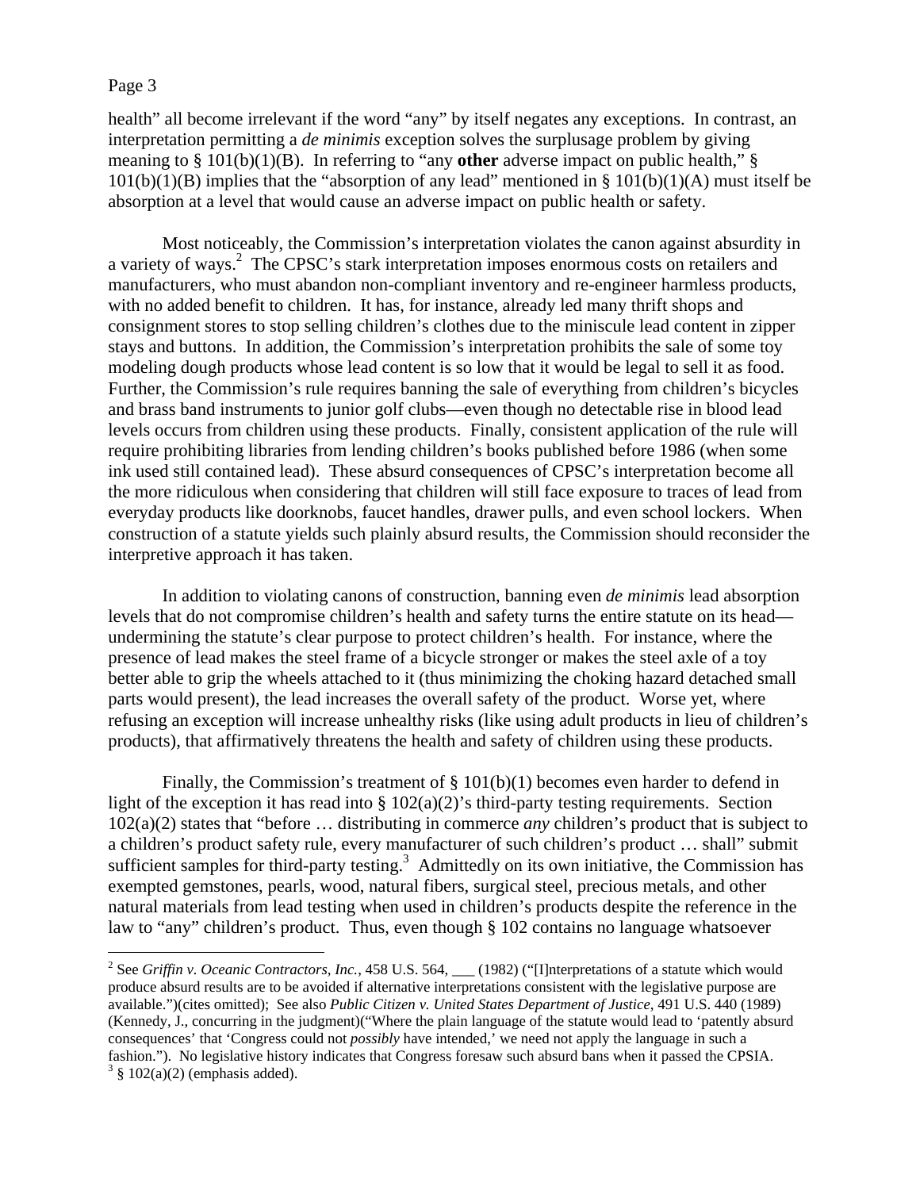health" all become irrelevant if the word "any" by itself negates any exceptions. In contrast, an interpretation permitting a *de minimis* exception solves the surplusage problem by giving meaning to § 101(b)(1)(B). In referring to "any **other** adverse impact on public health," § 101(b)(1)(B) implies that the "absorption of any lead" mentioned in § 101(b)(1)(A) must itself be absorption at a level that would cause an adverse impact on public health or safety.

Most noticeably, the Commission's interpretation violates the canon against absurdity in a variety of ways.[2] The CPSC's stark interpretation imposes enormous costs on retailers and manufacturers, who must abandon non-compliant inventory and re-engineer harmless products, with no added benefit to children. It has, for instance, already led many thrift shops and consignment stores to stop selling children's clothes due to the miniscule lead content in zipper stays and buttons. In addition, the Commission's interpretation prohibits the sale of some toy modeling dough products whose lead content is so low that it would be legal to sell it as food. Further, the Commission's rule requires banning the sale of everything from children's bicycles and brass band instruments to junior golf clubs—even though no detectable rise in blood lead levels occurs from children using these products. Finally, consistent application of the rule will require prohibiting libraries from lending children's books published before 1986 (when some ink used still contained lead). These absurd consequences of CPSC's interpretation become all the more ridiculous when considering that children will still face exposure to traces of lead from everyday products like doorknobs, faucet handles, drawer pulls, and even school lockers. When construction of a statute yields such plainly absurd results, the Commission should reconsider the interpretive approach it has taken.

In addition to violating canons of construction, banning even *de minimis* lead absorption levels that do not compromise children's health and safety turns the entire statute on its head—undermining the statute's clear purpose to protect children's health. For instance, where the presence of lead makes the steel frame of a bicycle stronger or makes the steel axle of a toy better able to grip the wheels attached to it (thus minimizing the choking hazard detached small parts would present), the lead increases the overall safety of the product. Worse yet, where refusing an exception will increase unhealthy risks (like using adult products in lieu of children's products), that affirmatively threatens the health and safety of children using these products.

Finally, the Commission's treatment of § 101(b)(1) becomes even harder to defend in light of the exception it has read into § 102(a)(2)'s third-party testing requirements. Section 102(a)(2) states that "before … distributing in commerce *any* children's product that is subject to a children's product safety rule, every manufacturer of such children's product … shall" submit sufficient samples for third-party testing.[3] Admittedly on its own initiative, the Commission has exempted gemstones, pearls, wood, natural fibers, surgical steel, precious metals, and other natural materials from lead testing when used in children's products despite the reference in the law to "any" children's product. Thus, even though § 102 contains no language whatsoever

---

[2] See *Griffin v. Oceanic Contractors, Inc.*, 458 U.S. 564, ___ (1982) ("[I]nterpretations of a statute which would produce absurd results are to be avoided if alternative interpretations consistent with the legislative purpose are available.")(cites omitted); See also *Public Citizen v. United States Department of Justice*, 491 U.S. 440 (1989) (Kennedy, J., concurring in the judgment)("Where the plain language of the statute would lead to 'patently absurd consequences' that 'Congress could not *possibly* have intended,' we need not apply the language in such a fashion."). No legislative history indicates that Congress foresaw such absurd bans when it passed the CPSIA.

[3] § 102(a)(2) (emphasis added).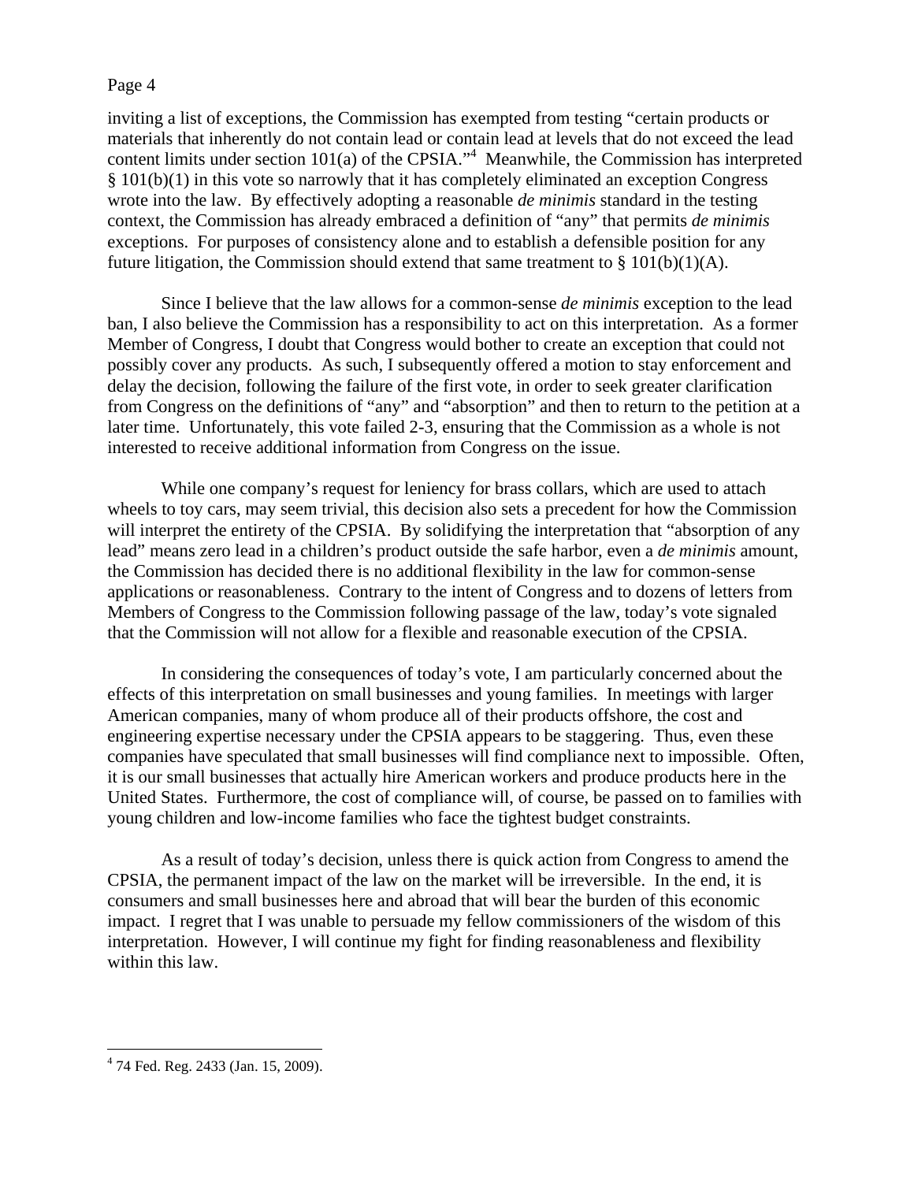inviting a list of exceptions, the Commission has exempted from testing "certain products or materials that inherently do not contain lead or contain lead at levels that do not exceed the lead content limits under section 101(a) of the CPSIA."[4] Meanwhile, the Commission has interpreted § 101(b)(1) in this vote so narrowly that it has completely eliminated an exception Congress wrote into the law. By effectively adopting a reasonable *de minimis* standard in the testing context, the Commission has already embraced a definition of "any" that permits *de minimis* exceptions. For purposes of consistency alone and to establish a defensible position for any future litigation, the Commission should extend that same treatment to § 101(b)(1)(A).

Since I believe that the law allows for a common-sense *de minimis* exception to the lead ban, I also believe the Commission has a responsibility to act on this interpretation. As a former Member of Congress, I doubt that Congress would bother to create an exception that could not possibly cover any products. As such, I subsequently offered a motion to stay enforcement and delay the decision, following the failure of the first vote, in order to seek greater clarification from Congress on the definitions of "any" and "absorption" and then to return to the petition at a later time. Unfortunately, this vote failed 2-3, ensuring that the Commission as a whole is not interested to receive additional information from Congress on the issue.

While one company's request for leniency for brass collars, which are used to attach wheels to toy cars, may seem trivial, this decision also sets a precedent for how the Commission will interpret the entirety of the CPSIA. By solidifying the interpretation that "absorption of any lead" means zero lead in a children's product outside the safe harbor, even a *de minimis* amount, the Commission has decided there is no additional flexibility in the law for common-sense applications or reasonableness. Contrary to the intent of Congress and to dozens of letters from Members of Congress to the Commission following passage of the law, today's vote signaled that the Commission will not allow for a flexible and reasonable execution of the CPSIA.

In considering the consequences of today's vote, I am particularly concerned about the effects of this interpretation on small businesses and young families. In meetings with larger American companies, many of whom produce all of their products offshore, the cost and engineering expertise necessary under the CPSIA appears to be staggering. Thus, even these companies have speculated that small businesses will find compliance next to impossible. Often, it is our small businesses that actually hire American workers and produce products here in the United States. Furthermore, the cost of compliance will, of course, be passed on to families with young children and low-income families who face the tightest budget constraints.

As a result of today's decision, unless there is quick action from Congress to amend the CPSIA, the permanent impact of the law on the market will be irreversible. In the end, it is consumers and small businesses here and abroad that will bear the burden of this economic impact. I regret that I was unable to persuade my fellow commissioners of the wisdom of this interpretation. However, I will continue my fight for finding reasonableness and flexibility within this law.

---

[4] 74 Fed. Reg. 2433 (Jan. 15, 2009).